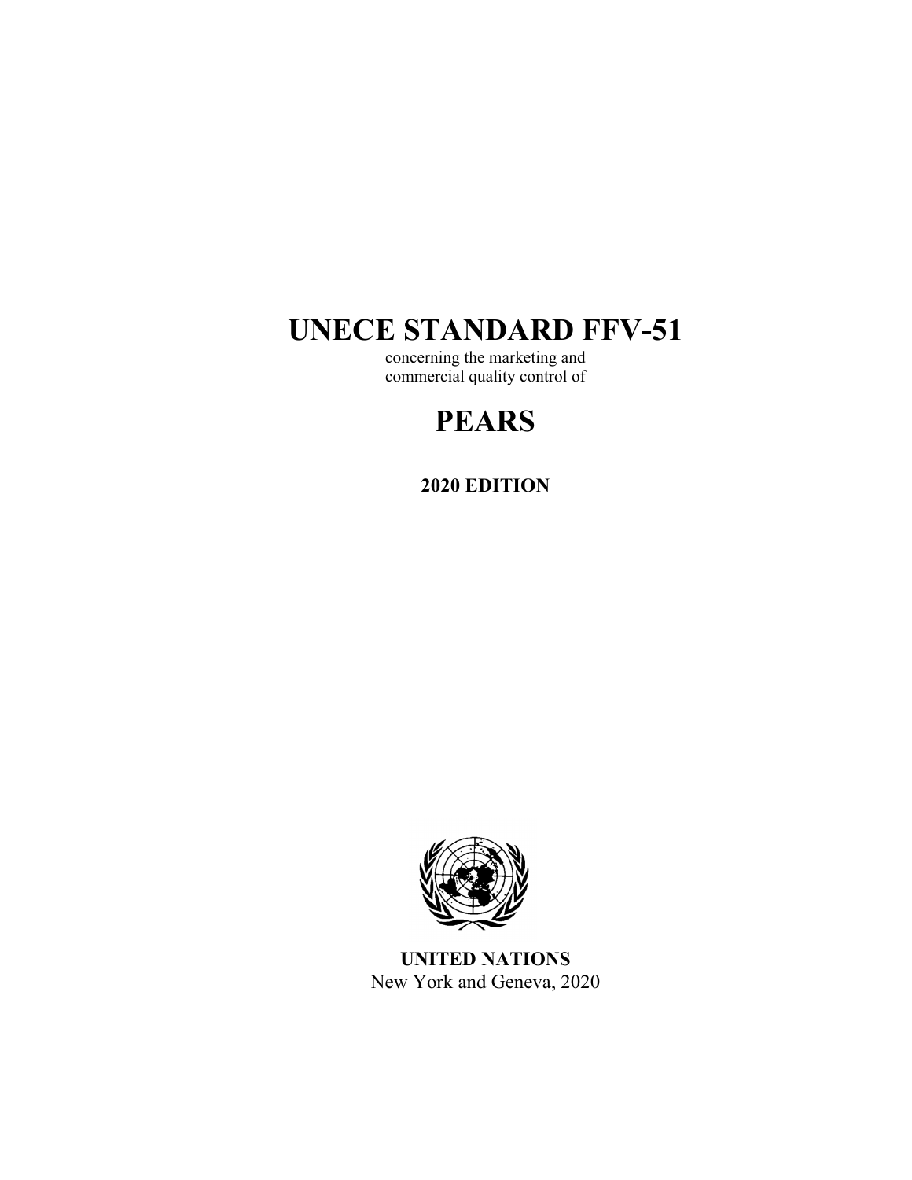# UNECE STANDARD FFV-51

concerning the marketing and
commercial quality control of

# PEARS

**2020 EDITION**

**UNITED NATIONS**
New York and Geneva, 2020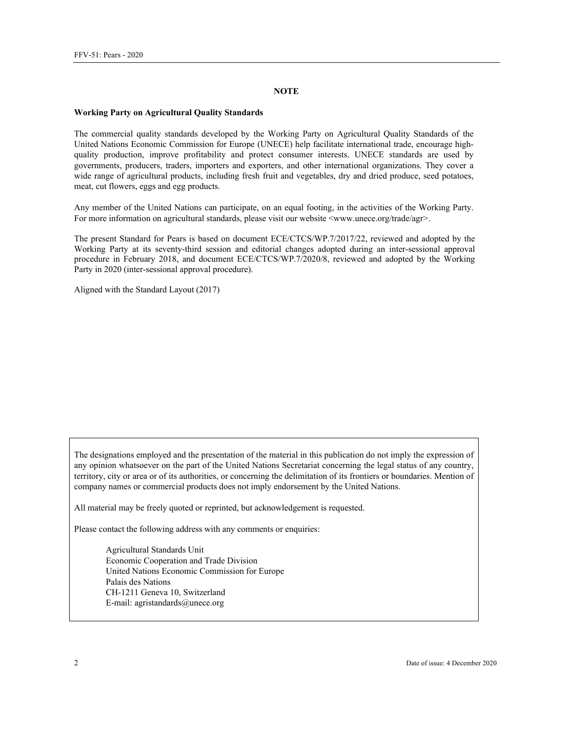**NOTE**

**Working Party on Agricultural Quality Standards**

The commercial quality standards developed by the Working Party on Agricultural Quality Standards of the United Nations Economic Commission for Europe (UNECE) help facilitate international trade, encourage high-quality production, improve profitability and protect consumer interests. UNECE standards are used by governments, producers, traders, importers and exporters, and other international organizations. They cover a wide range of agricultural products, including fresh fruit and vegetables, dry and dried produce, seed potatoes, meat, cut flowers, eggs and egg products.

Any member of the United Nations can participate, on an equal footing, in the activities of the Working Party. For more information on agricultural standards, please visit our website <www.unece.org/trade/agr>.

The present Standard for Pears is based on document ECE/CTCS/WP.7/2017/22, reviewed and adopted by the Working Party at its seventy-third session and editorial changes adopted during an inter-sessional approval procedure in February 2018, and document ECE/CTCS/WP.7/2020/8, reviewed and adopted by the Working Party in 2020 (inter-sessional approval procedure).

Aligned with the Standard Layout (2017)

The designations employed and the presentation of the material in this publication do not imply the expression of any opinion whatsoever on the part of the United Nations Secretariat concerning the legal status of any country, territory, city or area or of its authorities, or concerning the delimitation of its frontiers or boundaries. Mention of company names or commercial products does not imply endorsement by the United Nations.

All material may be freely quoted or reprinted, but acknowledgement is requested.

Please contact the following address with any comments or enquiries:

Agricultural Standards Unit
Economic Cooperation and Trade Division
United Nations Economic Commission for Europe
Palais des Nations
CH-1211 Geneva 10, Switzerland
E-mail: agristandards@unece.org

Date of issue: 4 December 2020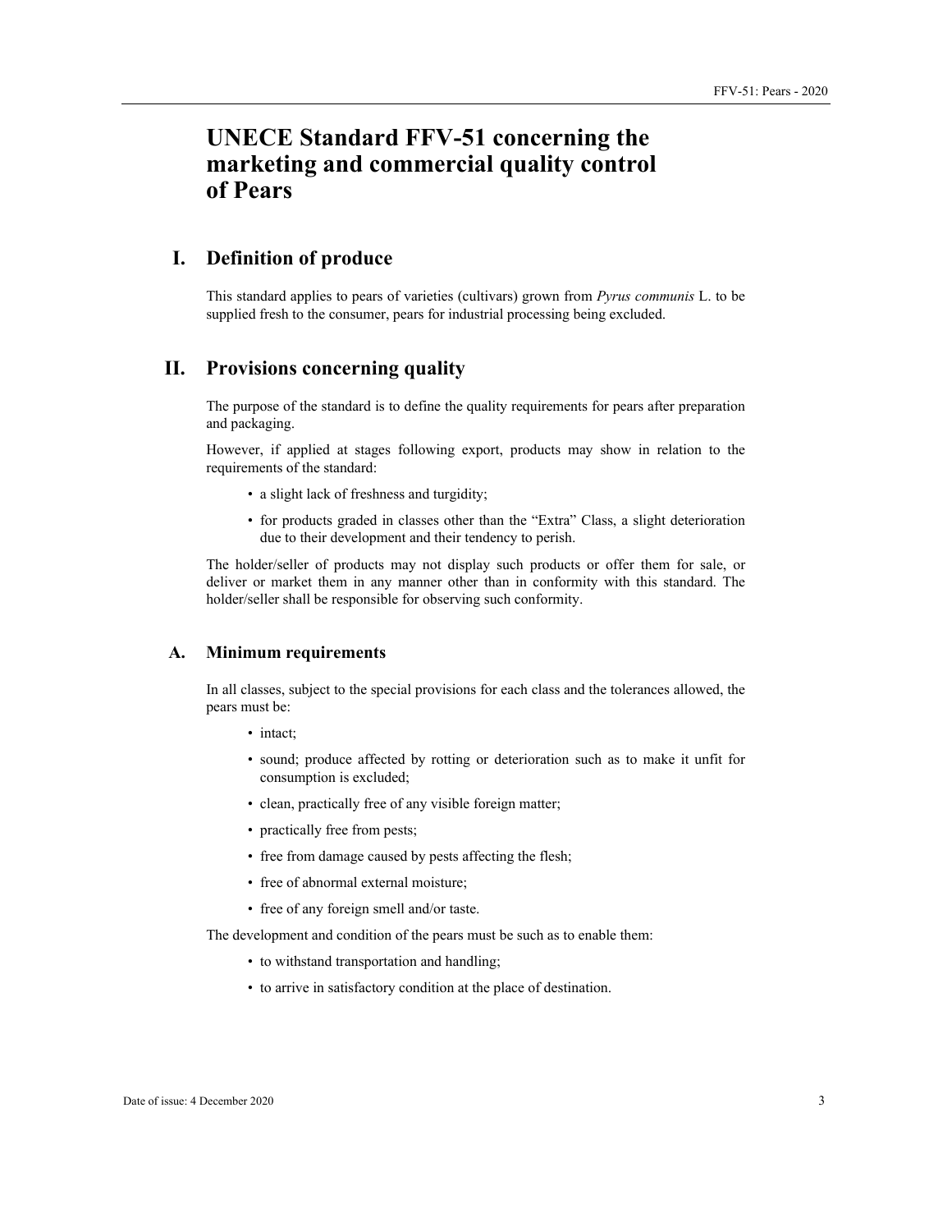# UNECE Standard FFV-51 concerning the marketing and commercial quality control of Pears

## I. Definition of produce

This standard applies to pears of varieties (cultivars) grown from *Pyrus communis* L. to be supplied fresh to the consumer, pears for industrial processing being excluded.

## II. Provisions concerning quality

The purpose of the standard is to define the quality requirements for pears after preparation and packaging.

However, if applied at stages following export, products may show in relation to the requirements of the standard:

- a slight lack of freshness and turgidity;
- for products graded in classes other than the “Extra” Class, a slight deterioration due to their development and their tendency to perish.

The holder/seller of products may not display such products or offer them for sale, or deliver or market them in any manner other than in conformity with this standard. The holder/seller shall be responsible for observing such conformity.

### A. Minimum requirements

In all classes, subject to the special provisions for each class and the tolerances allowed, the pears must be:

- intact;
- sound; produce affected by rotting or deterioration such as to make it unfit for consumption is excluded;
- clean, practically free of any visible foreign matter;
- practically free from pests;
- free from damage caused by pests affecting the flesh;
- free of abnormal external moisture;
- free of any foreign smell and/or taste.

The development and condition of the pears must be such as to enable them:

- to withstand transportation and handling;
- to arrive in satisfactory condition at the place of destination.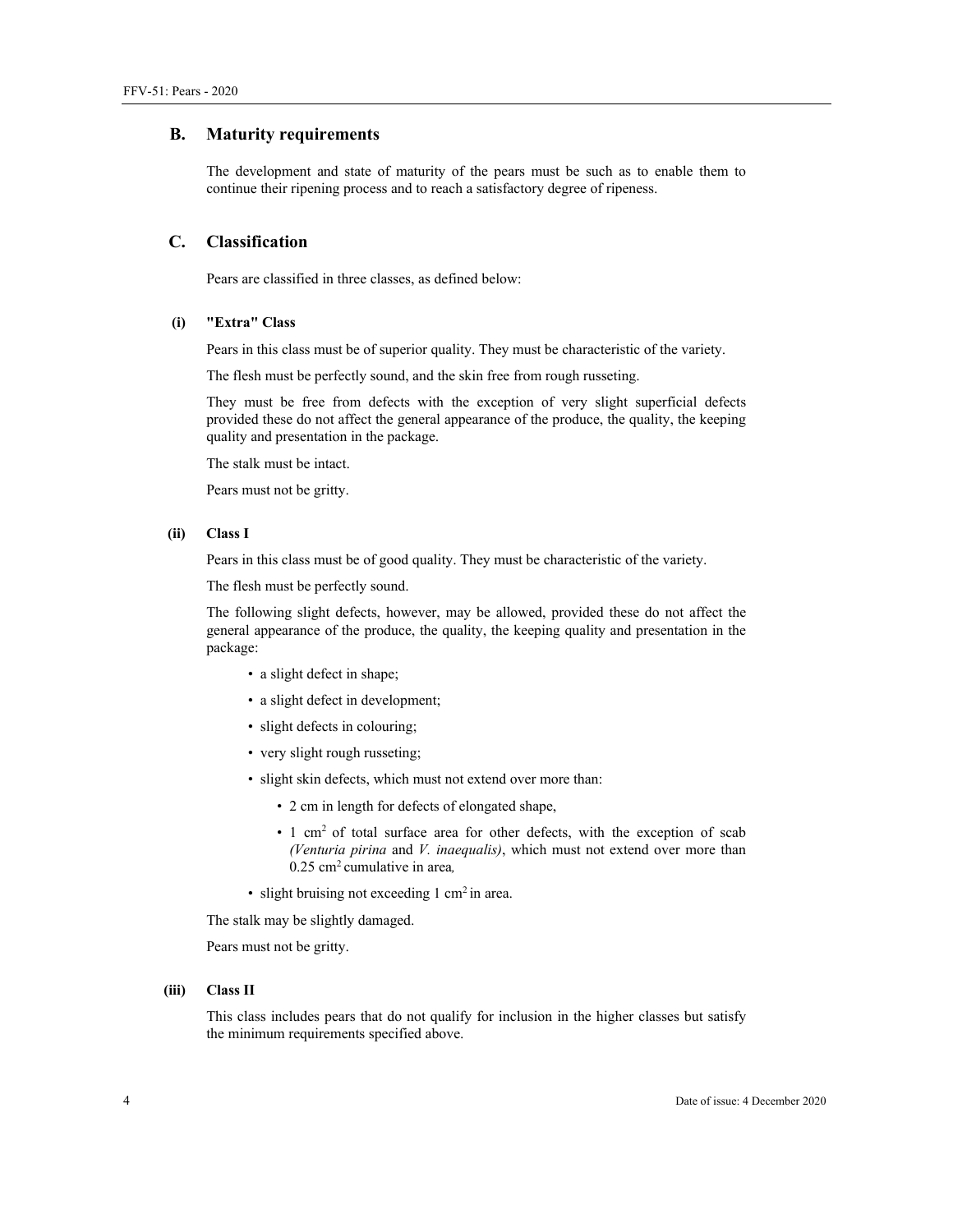## B. Maturity requirements

The development and state of maturity of the pears must be such as to enable them to continue their ripening process and to reach a satisfactory degree of ripeness.

## C. Classification

Pears are classified in three classes, as defined below:

### (i) "Extra" Class

Pears in this class must be of superior quality. They must be characteristic of the variety.

The flesh must be perfectly sound, and the skin free from rough russeting.

They must be free from defects with the exception of very slight superficial defects provided these do not affect the general appearance of the produce, the quality, the keeping quality and presentation in the package.

The stalk must be intact.

Pears must not be gritty.

### (ii) Class I

Pears in this class must be of good quality. They must be characteristic of the variety.

The flesh must be perfectly sound.

The following slight defects, however, may be allowed, provided these do not affect the general appearance of the produce, the quality, the keeping quality and presentation in the package:

- a slight defect in shape;
- a slight defect in development;
- slight defects in colouring;
- very slight rough russeting;
- slight skin defects, which must not extend over more than:
  - 2 cm in length for defects of elongated shape,
  - 1 $cm^2$ of total surface area for other defects, with the exception of scab *(Venturia pirina* and *V. inaequalis)*, which must not extend over more than 0.25 $cm^2$ cumulative in area*,*
- slight bruising not exceeding 1 $cm^2$ in area.

The stalk may be slightly damaged.

Pears must not be gritty.

### (iii) Class II

This class includes pears that do not qualify for inclusion in the higher classes but satisfy the minimum requirements specified above.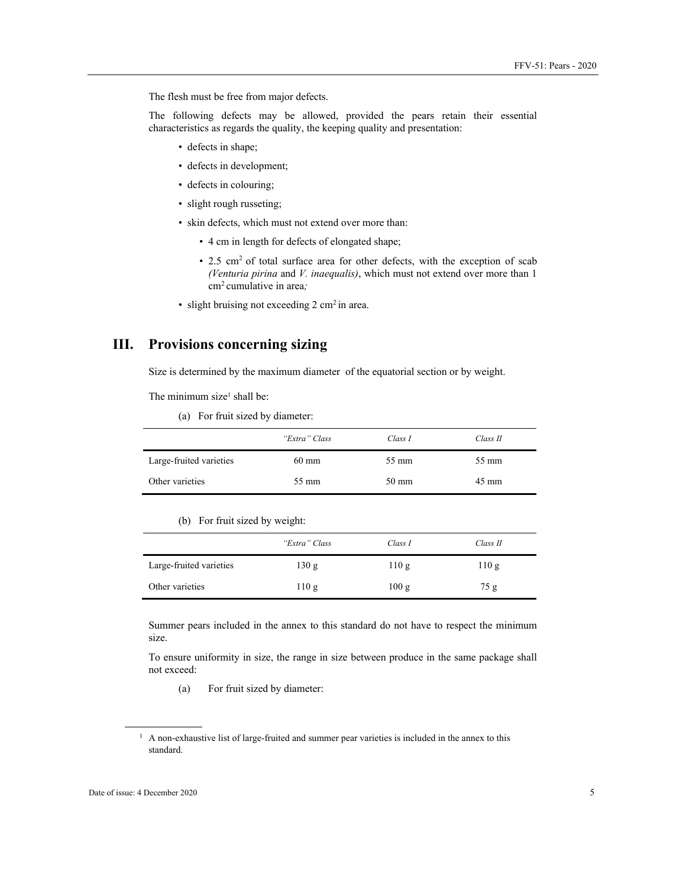The flesh must be free from major defects.

The following defects may be allowed, provided the pears retain their essential characteristics as regards the quality, the keeping quality and presentation:

- defects in shape;
- defects in development;
- defects in colouring;
- slight rough russeting;
- skin defects, which must not extend over more than:
    - 4 cm in length for defects of elongated shape;
    - 2.5 $cm^2$ of total surface area for other defects, with the exception of scab *(Venturia pirina* and *V. inaequalis)*, which must not extend over more than 1 $cm^2$ cumulative in area*;*
- slight bruising not exceeding 2 $cm^2$ in area.

# III. Provisions concerning sizing

Size is determined by the maximum diameter of the equatorial section or by weight.

The minimum size[1] shall be:

(a) For fruit sized by diameter:

| | *"Extra" Class* | *Class I* | *Class II* |
|---|---|---|---|
| Large-fruited varieties | 60 mm | 55 mm | 55 mm |
| Other varieties | 55 mm | 50 mm | 45 mm |

(b) For fruit sized by weight:

| | *"Extra" Class* | *Class I* | *Class II* |
|---|---|---|---|
| Large-fruited varieties | 130 g | 110 g | 110 g |
| Other varieties | 110 g | 100 g | 75 g |

Summer pears included in the annex to this standard do not have to respect the minimum size.

To ensure uniformity in size, the range in size between produce in the same package shall not exceed:

(a) For fruit sized by diameter:

[1] A non-exhaustive list of large-fruited and summer pear varieties is included in the annex to this standard.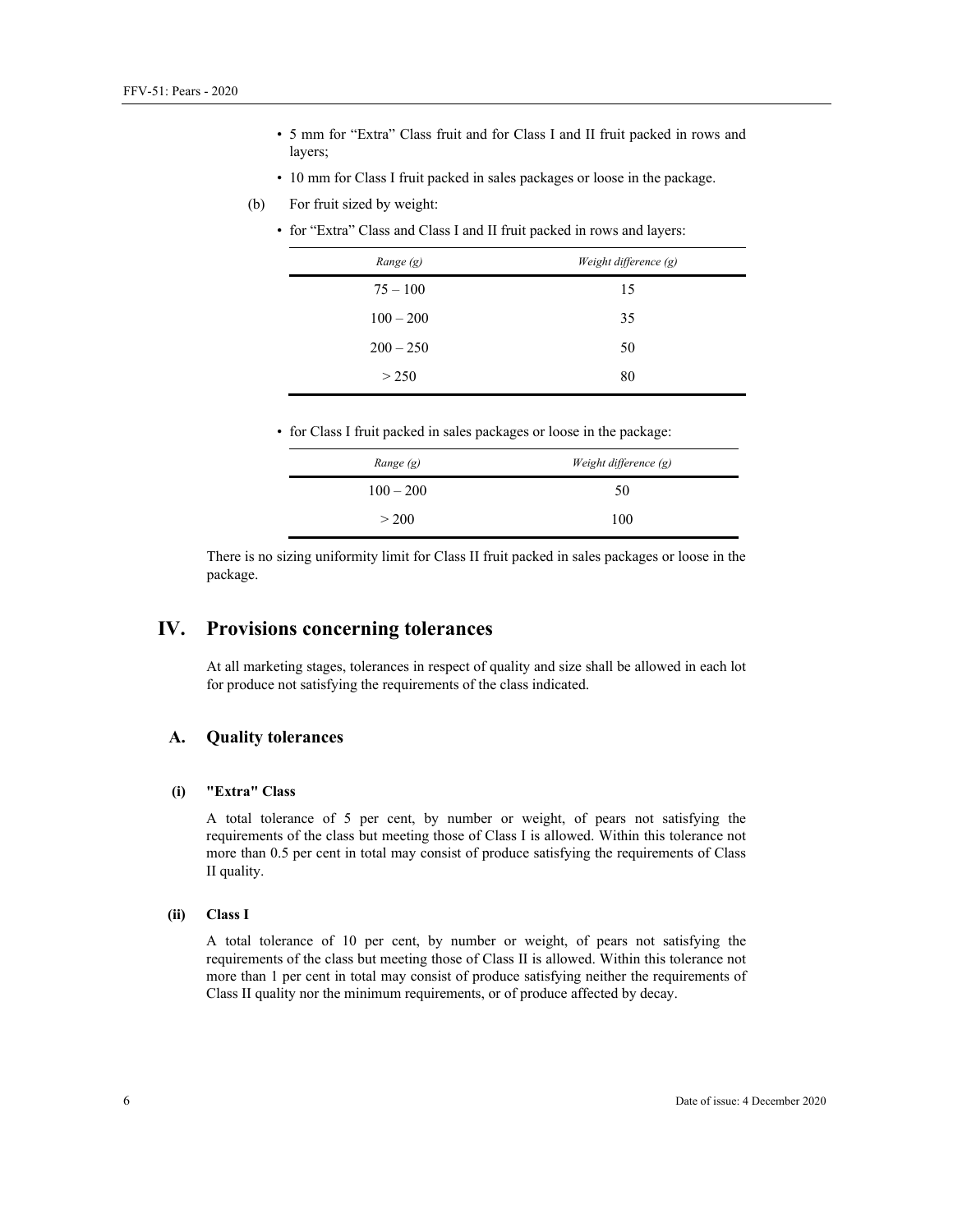- 5 mm for "Extra" Class fruit and for Class I and II fruit packed in rows and layers;
- 10 mm for Class I fruit packed in sales packages or loose in the package.

(b) For fruit sized by weight:

- for "Extra" Class and Class I and II fruit packed in rows and layers:

| *Range (g)* | *Weight difference (g)* |
|---|---|
| 75 – 100 | 15 |
| 100 – 200 | 35 |
| 200 – 250 | 50 |
| > 250 | 80 |

- for Class I fruit packed in sales packages or loose in the package:

| *Range (g)* | *Weight difference (g)* |
|---|---|
| 100 – 200 | 50 |
| > 200 | 100 |

There is no sizing uniformity limit for Class II fruit packed in sales packages or loose in the package.

# IV. Provisions concerning tolerances

At all marketing stages, tolerances in respect of quality and size shall be allowed in each lot for produce not satisfying the requirements of the class indicated.

## A. Quality tolerances

### (i) "Extra" Class

A total tolerance of 5 per cent, by number or weight, of pears not satisfying the requirements of the class but meeting those of Class I is allowed. Within this tolerance not more than 0.5 per cent in total may consist of produce satisfying the requirements of Class II quality.

### (ii) Class I

A total tolerance of 10 per cent, by number or weight, of pears not satisfying the requirements of the class but meeting those of Class II is allowed. Within this tolerance not more than 1 per cent in total may consist of produce satisfying neither the requirements of Class II quality nor the minimum requirements, or of produce affected by decay.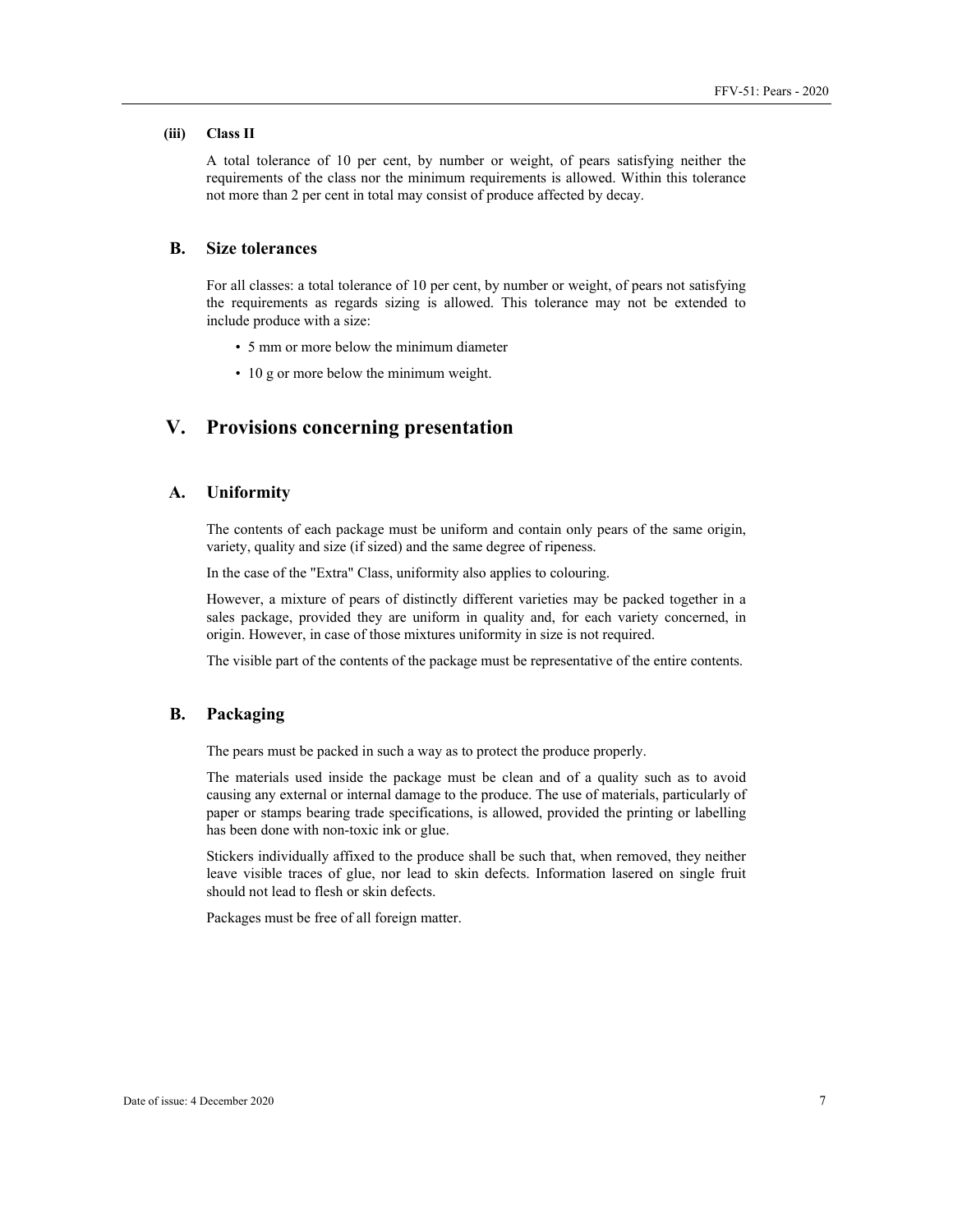#### (iii) Class II

A total tolerance of 10 per cent, by number or weight, of pears satisfying neither the requirements of the class nor the minimum requirements is allowed. Within this tolerance not more than 2 per cent in total may consist of produce affected by decay.

### B. Size tolerances

For all classes: a total tolerance of 10 per cent, by number or weight, of pears not satisfying the requirements as regards sizing is allowed. This tolerance may not be extended to include produce with a size:

- 5 mm or more below the minimum diameter
- 10 g or more below the minimum weight.

## V. Provisions concerning presentation

### A. Uniformity

The contents of each package must be uniform and contain only pears of the same origin, variety, quality and size (if sized) and the same degree of ripeness.

In the case of the "Extra" Class, uniformity also applies to colouring.

However, a mixture of pears of distinctly different varieties may be packed together in a sales package, provided they are uniform in quality and, for each variety concerned, in origin. However, in case of those mixtures uniformity in size is not required.

The visible part of the contents of the package must be representative of the entire contents.

### B. Packaging

The pears must be packed in such a way as to protect the produce properly.

The materials used inside the package must be clean and of a quality such as to avoid causing any external or internal damage to the produce. The use of materials, particularly of paper or stamps bearing trade specifications, is allowed, provided the printing or labelling has been done with non-toxic ink or glue.

Stickers individually affixed to the produce shall be such that, when removed, they neither leave visible traces of glue, nor lead to skin defects. Information lasered on single fruit should not lead to flesh or skin defects.

Packages must be free of all foreign matter.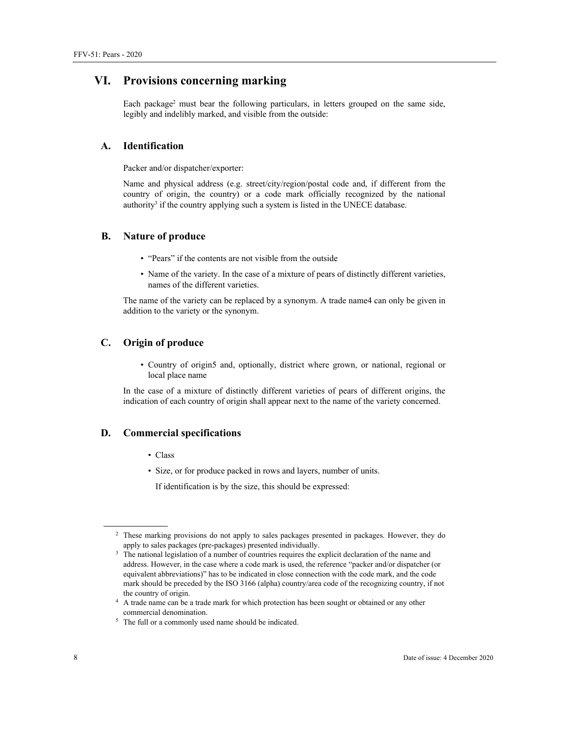# VI. Provisions concerning marking

Each package[2] must bear the following particulars, in letters grouped on the same side, legibly and indelibly marked, and visible from the outside:

## A. Identification

Packer and/or dispatcher/exporter:

Name and physical address (e.g. street/city/region/postal code and, if different from the country of origin, the country) or a code mark officially recognized by the national authority[3] if the country applying such a system is listed in the UNECE database.

## B. Nature of produce

- "Pears" if the contents are not visible from the outside
- Name of the variety. In the case of a mixture of pears of distinctly different varieties, names of the different varieties.

The name of the variety can be replaced by a synonym. A trade name4 can only be given in addition to the variety or the synonym.

## C. Origin of produce

- Country of origin5 and, optionally, district where grown, or national, regional or local place name

In the case of a mixture of distinctly different varieties of pears of different origins, the indication of each country of origin shall appear next to the name of the variety concerned.

## D. Commercial specifications

- Class
- Size, or for produce packed in rows and layers, number of units.

  If identification is by the size, this should be expressed:

---

[2] These marking provisions do not apply to sales packages presented in packages. However, they do apply to sales packages (pre-packages) presented individually.

[3] The national legislation of a number of countries requires the explicit declaration of the name and address. However, in the case where a code mark is used, the reference "packer and/or dispatcher (or equivalent abbreviations)" has to be indicated in close connection with the code mark, and the code mark should be preceded by the ISO 3166 (alpha) country/area code of the recognizing country, if not the country of origin.

[4] A trade name can be a trade mark for which protection has been sought or obtained or any other commercial denomination.

[5] The full or a commonly used name should be indicated.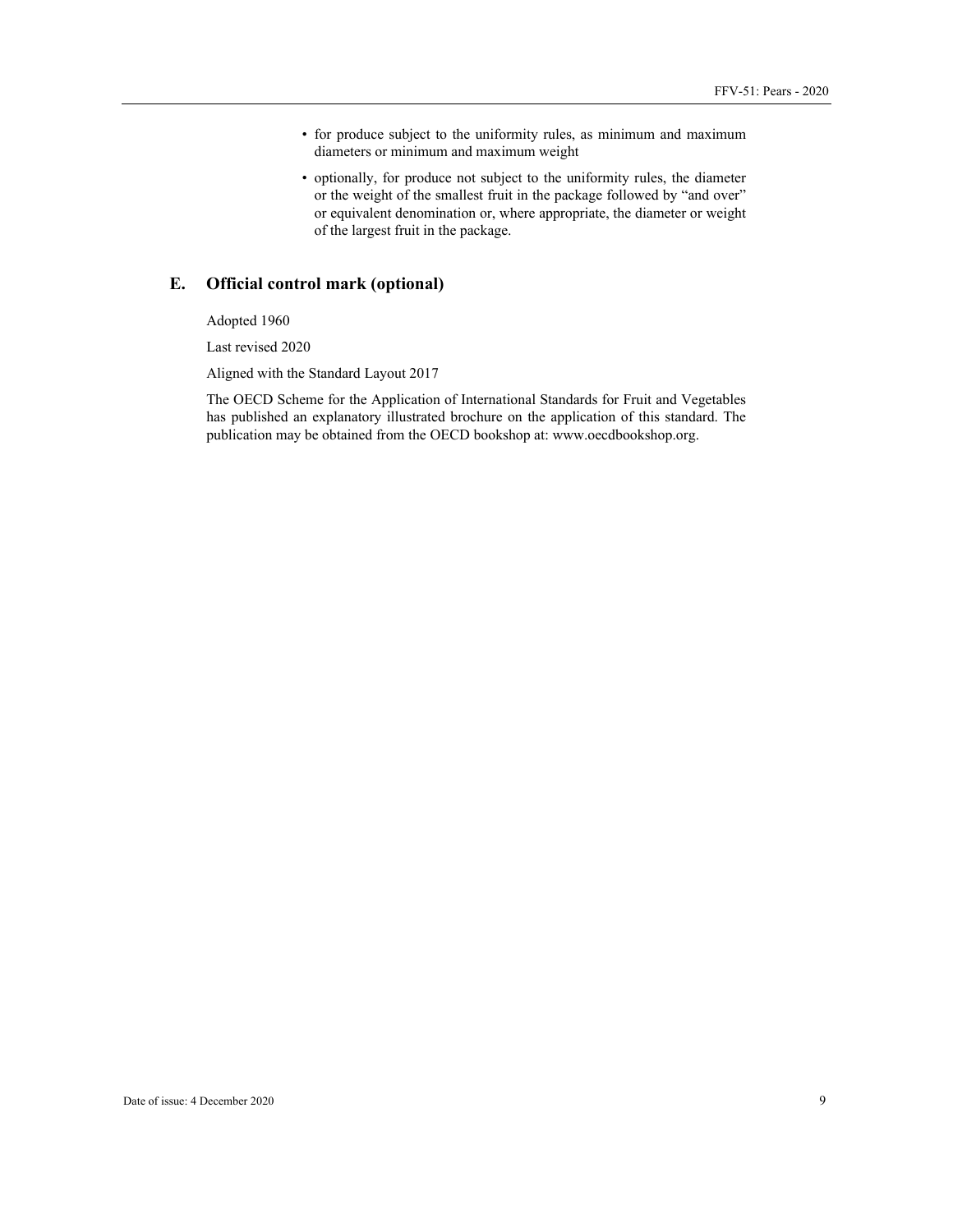- for produce subject to the uniformity rules, as minimum and maximum diameters or minimum and maximum weight
- optionally, for produce not subject to the uniformity rules, the diameter or the weight of the smallest fruit in the package followed by "and over" or equivalent denomination or, where appropriate, the diameter or weight of the largest fruit in the package.

## E. Official control mark (optional)

Adopted 1960

Last revised 2020

Aligned with the Standard Layout 2017

The OECD Scheme for the Application of International Standards for Fruit and Vegetables has published an explanatory illustrated brochure on the application of this standard. The publication may be obtained from the OECD bookshop at: www.oecdbookshop.org.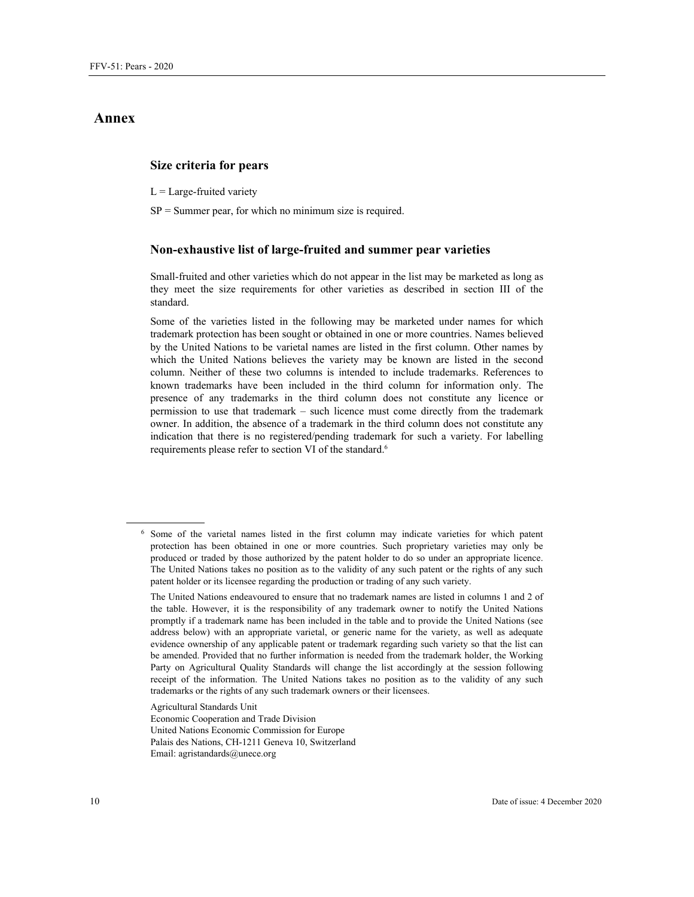# Annex

### Size criteria for pears

L = Large-fruited variety

SP = Summer pear, for which no minimum size is required.

### Non-exhaustive list of large-fruited and summer pear varieties

Small-fruited and other varieties which do not appear in the list may be marketed as long as they meet the size requirements for other varieties as described in section III of the standard.

Some of the varieties listed in the following may be marketed under names for which trademark protection has been sought or obtained in one or more countries. Names believed by the United Nations to be varietal names are listed in the first column. Other names by which the United Nations believes the variety may be known are listed in the second column. Neither of these two columns is intended to include trademarks. References to known trademarks have been included in the third column for information only. The presence of any trademarks in the third column does not constitute any licence or permission to use that trademark – such licence must come directly from the trademark owner. In addition, the absence of a trademark in the third column does not constitute any indication that there is no registered/pending trademark for such a variety. For labelling requirements please refer to section VI of the standard.[6]

---

[6] Some of the varietal names listed in the first column may indicate varieties for which patent protection has been obtained in one or more countries. Such proprietary varieties may only be produced or traded by those authorized by the patent holder to do so under an appropriate licence. The United Nations takes no position as to the validity of any such patent or the rights of any such patent holder or its licensee regarding the production or trading of any such variety.

The United Nations endeavoured to ensure that no trademark names are listed in columns 1 and 2 of the table. However, it is the responsibility of any trademark owner to notify the United Nations promptly if a trademark name has been included in the table and to provide the United Nations (see address below) with an appropriate varietal, or generic name for the variety, as well as adequate evidence ownership of any applicable patent or trademark regarding such variety so that the list can be amended. Provided that no further information is needed from the trademark holder, the Working Party on Agricultural Quality Standards will change the list accordingly at the session following receipt of the information. The United Nations takes no position as to the validity of any such trademarks or the rights of any such trademark owners or their licensees.

Agricultural Standards Unit
Economic Cooperation and Trade Division
United Nations Economic Commission for Europe
Palais des Nations, CH-1211 Geneva 10, Switzerland
Email: agristandards@unece.org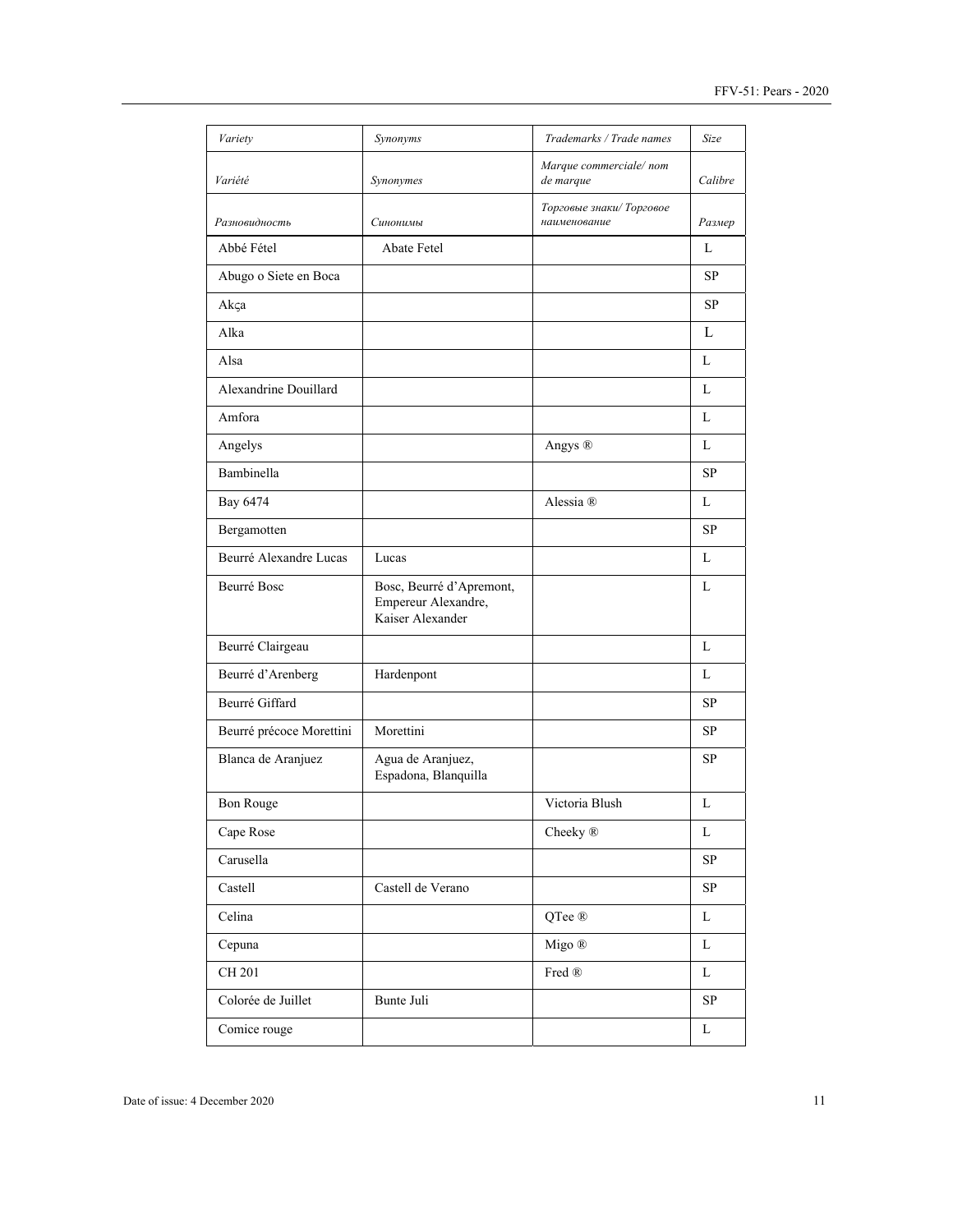| *Variety*<br>*Variété*<br>*Разновидность* | *Synonyms*<br>*Synonymes*<br>*Синонимы* | *Trademarks / Trade names*<br>*Marque commerciale/ nom de marque*<br>*Торговые знаки/ Торговое наименование* | *Size*<br>*Calibre*<br>*Размер* |
|---|---|---|---|
| Abbé Fétel | Abate Fetel | | L |
| Abugo o Siete en Boca | | | SP |
| Akça | | | SP |
| Alka | | | L |
| Alsa | | | L |
| Alexandrine Douillard | | | L |
| Amfora | | | L |
| Angelys | | Angys ® | L |
| Bambinella | | | SP |
| Bay 6474 | | Alessia ® | L |
| Bergamotten | | | SP |
| Beurré Alexandre Lucas | Lucas | | L |
| Beurré Bosc | Bosc, Beurré d'Apremont, Empereur Alexandre, Kaiser Alexander | | L |
| Beurré Clairgeau | | | L |
| Beurré d'Arenberg | Hardenpont | | L |
| Beurré Giffard | | | SP |
| Beurré précoce Morettini | Morettini | | SP |
| Blanca de Aranjuez | Agua de Aranjuez, Espadona, Blanquilla | | SP |
| Bon Rouge | | Victoria Blush | L |
| Cape Rose | | Cheeky ® | L |
| Carusella | | | SP |
| Castell | Castell de Verano | | SP |
| Celina | | QTee ® | L |
| Cepuna | | Migo ® | L |
| CH 201 | | Fred ® | L |
| Colorée de Juillet | Bunte Juli | | SP |
| Comice rouge | | | L |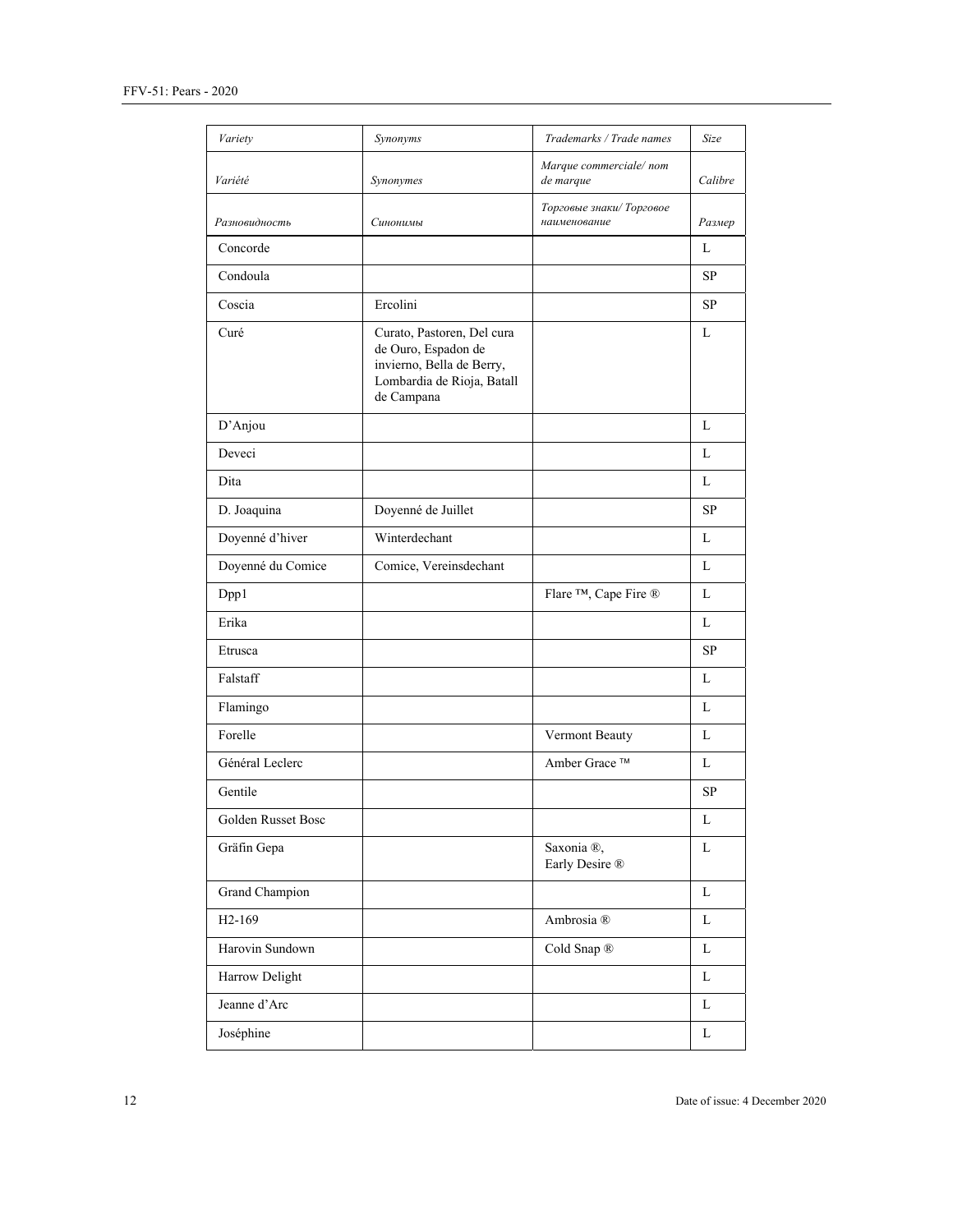| Variety<br>Variété<br>Разновидность | Synonyms<br>Synonymes<br>Синонимы | Trademarks / Trade names<br>Marque commerciale/ nom de marque<br>Торговые знаки/ Торговое наименование | Size<br>Calibre<br>Размер |
|---|---|---|---|
| Concorde | | | L |
| Condoula | | | SP |
| Coscia | Ercolini | | SP |
| Curé | Curato, Pastoren, Del cura de Ouro, Espadon de invierno, Bella de Berry, Lombardia de Rioja, Batall de Campana | | L |
| D'Anjou | | | L |
| Deveci | | | L |
| Dita | | | L |
| D. Joaquina | Doyenné de Juillet | | SP |
| Doyenné d'hiver | Winterdechant | | L |
| Doyenné du Comice | Comice, Vereinsdechant | | L |
| Dpp1 | | Flare ™, Cape Fire ® | L |
| Erika | | | L |
| Etrusca | | | SP |
| Falstaff | | | L |
| Flamingo | | | L |
| Forelle | | Vermont Beauty | L |
| Général Leclerc | | Amber Grace ™ | L |
| Gentile | | | SP |
| Golden Russet Bosc | | | L |
| Gräfin Gepa | | Saxonia ®, Early Desire ® | L |
| Grand Champion | | | L |
| H2-169 | | Ambrosia ® | L |
| Harovin Sundown | | Cold Snap ® | L |
| Harrow Delight | | | L |
| Jeanne d'Arc | | | L |
| Joséphine | | | L |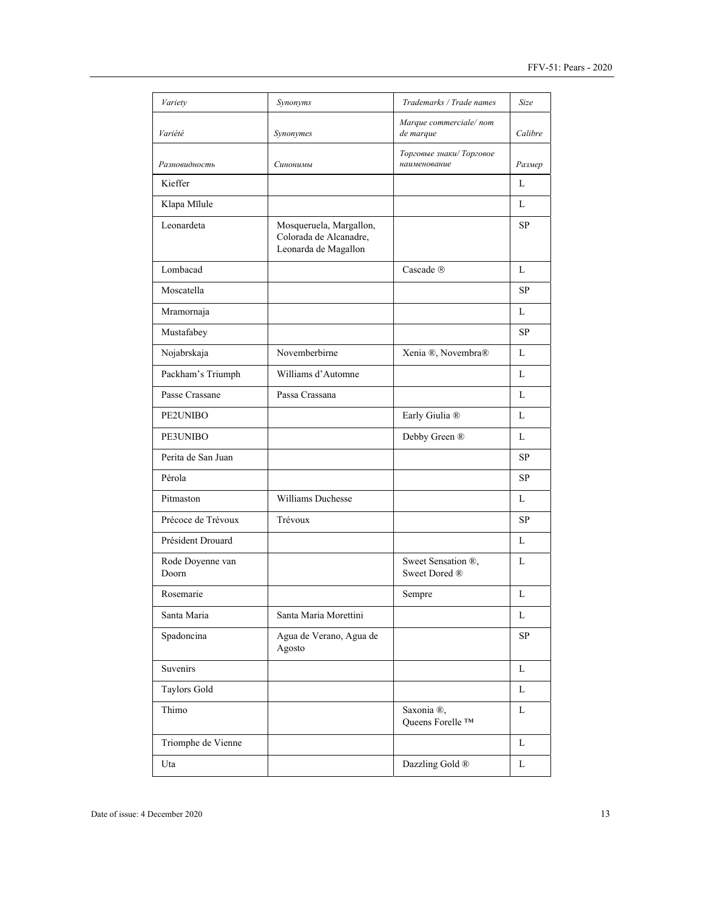| *Variety* | *Synonyms* | *Trademarks / Trade names* | *Size* |
|---|---|---|---|
| *Variété* | *Synonymes* | *Marque commerciale/ nom de marque* | *Calibre* |
| *Разновидность* | *Синонимы* | *Торговые знаки/ Торговое наименование* | *Размер* |
| Kieffer | | | L |
| Klapa Mīlule | | | L |
| Leonardeta | Mosqueruela, Margallon, Colorada de Alcanadre, Leonarda de Magallon | | SP |
| Lombacad | | Cascade ® | L |
| Moscatella | | | SP |
| Mramornaja | | | L |
| Mustafabey | | | SP |
| Nojabrskaja | Novemberbirne | Xenia ®, Novembra® | L |
| Packham's Triumph | Williams d'Automne | | L |
| Passe Crassane | Passa Crassana | | L |
| PE2UNIBO | | Early Giulia ® | L |
| PE3UNIBO | | Debby Green ® | L |
| Perita de San Juan | | | SP |
| Pérola | | | SP |
| Pitmaston | Williams Duchesse | | L |
| Précoce de Trévoux | Trévoux | | SP |
| Président Drouard | | | L |
| Rode Doyenne van Doorn | | Sweet Sensation ®, Sweet Dored ® | L |
| Rosemarie | | Sempre | L |
| Santa Maria | Santa Maria Morettini | | L |
| Spadoncina | Agua de Verano, Agua de Agosto | | SP |
| Suvenirs | | | L |
| Taylors Gold | | | L |
| Thimo | | Saxonia ®, Queens Forelle ™ | L |
| Triomphe de Vienne | | | L |
| Uta | | Dazzling Gold ® | L |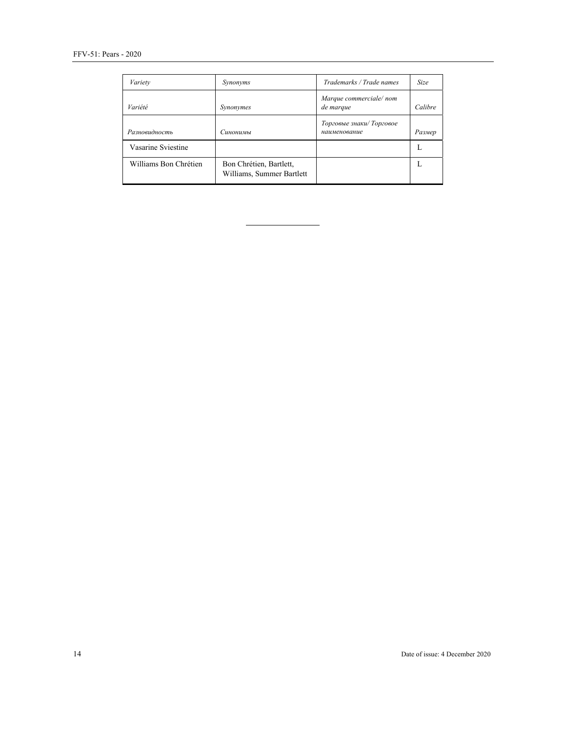| *Variety* | *Synonyms* | *Trademarks / Trade names* | *Size* |
| --- | --- | --- | --- |
| *Variété* | *Synonymes* | *Marque commerciale/ nom de marque* | *Calibre* |
| *Разновидность* | *Синонимы* | *Торговые знаки/ Торговое наименование* | *Размер* |
| Vasarine Sviestine | | | L |
| Williams Bon Chrétien | Bon Chrétien, Bartlett, Williams, Summer Bartlett | | L |